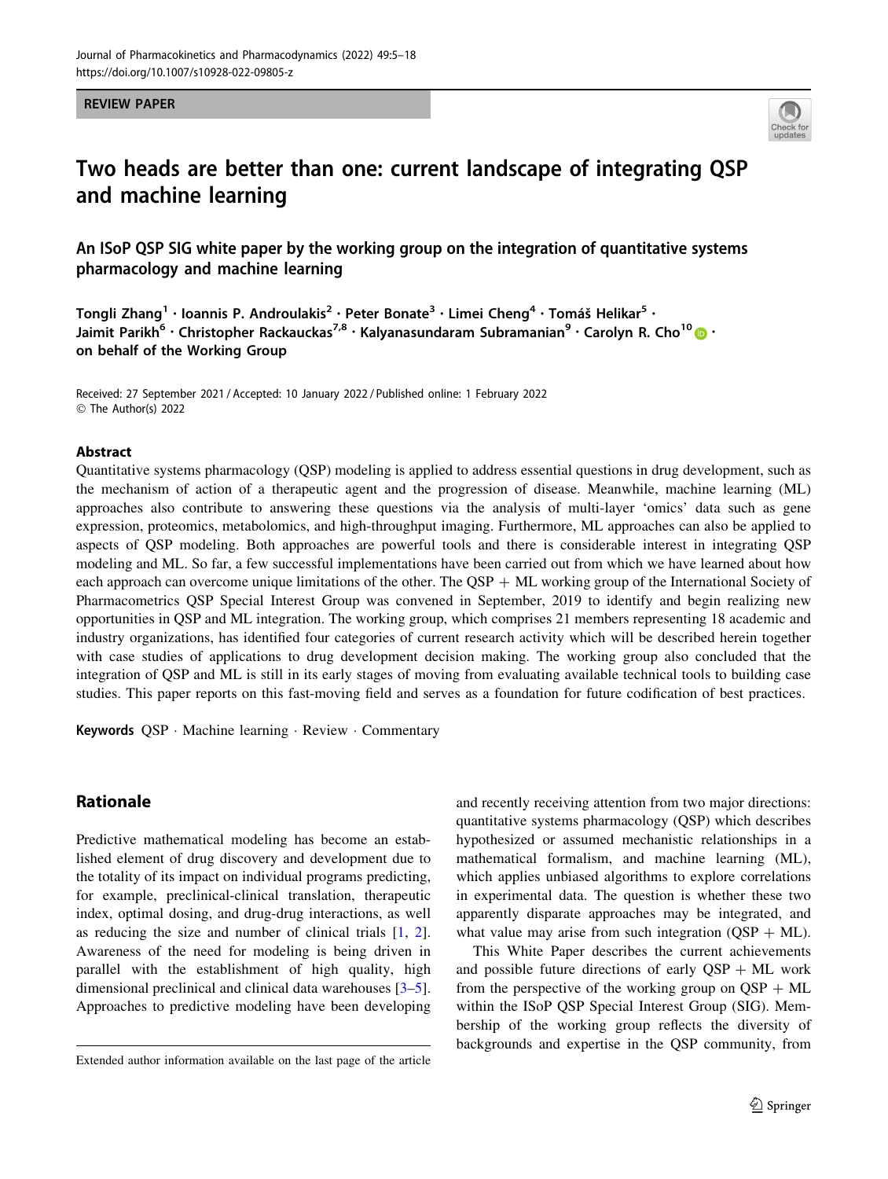REVIEW PAPER

# Two heads are better than one: current landscape of integrating QSP and machine learning

## An ISoP QSP SIG white paper by the working group on the integration of quantitative systems pharmacology and machine learning

Tongli Zhang[1] · Ioannis P. Androulakis[2] · Peter Bonate[3] · Limei Cheng[4] · Tomáš Helikar[5] · Jaimit Parikh[6] · Christopher Rackauckas[7,8] · Kalyanasundaram Subramanian[9] · Carolyn R. Cho[10] · on behalf of the Working Group

Received: 27 September 2021 / Accepted: 10 January 2022 / Published online: 1 February 2022
© The Author(s) 2022

### Abstract

Quantitative systems pharmacology (QSP) modeling is applied to address essential questions in drug development, such as the mechanism of action of a therapeutic agent and the progression of disease. Meanwhile, machine learning (ML) approaches also contribute to answering these questions via the analysis of multi-layer 'omics' data such as gene expression, proteomics, metabolomics, and high-throughput imaging. Furthermore, ML approaches can also be applied to aspects of QSP modeling. Both approaches are powerful tools and there is considerable interest in integrating QSP modeling and ML. So far, a few successful implementations have been carried out from which we have learned about how each approach can overcome unique limitations of the other. The QSP + ML working group of the International Society of Pharmacometrics QSP Special Interest Group was convened in September, 2019 to identify and begin realizing new opportunities in QSP and ML integration. The working group, which comprises 21 members representing 18 academic and industry organizations, has identified four categories of current research activity which will be described herein together with case studies of applications to drug development decision making. The working group also concluded that the integration of QSP and ML is still in its early stages of moving from evaluating available technical tools to building case studies. This paper reports on this fast-moving field and serves as a foundation for future codification of best practices.

**Keywords** QSP · Machine learning · Review · Commentary

## Rationale

Predictive mathematical modeling has become an established element of drug discovery and development due to the totality of its impact on individual programs predicting, for example, preclinical-clinical translation, therapeutic index, optimal dosing, and drug-drug interactions, as well as reducing the size and number of clinical trials [1, 2]. Awareness of the need for modeling is being driven in parallel with the establishment of high quality, high dimensional preclinical and clinical data warehouses [3–5]. Approaches to predictive modeling have been developing and recently receiving attention from two major directions: quantitative systems pharmacology (QSP) which describes hypothesized or assumed mechanistic relationships in a mathematical formalism, and machine learning (ML), which applies unbiased algorithms to explore correlations in experimental data. The question is whether these two apparently disparate approaches may be integrated, and what value may arise from such integration (QSP + ML).

This White Paper describes the current achievements and possible future directions of early QSP + ML work from the perspective of the working group on QSP + ML within the ISoP QSP Special Interest Group (SIG). Membership of the working group reflects the diversity of backgrounds and expertise in the QSP community, from

Extended author information available on the last page of the article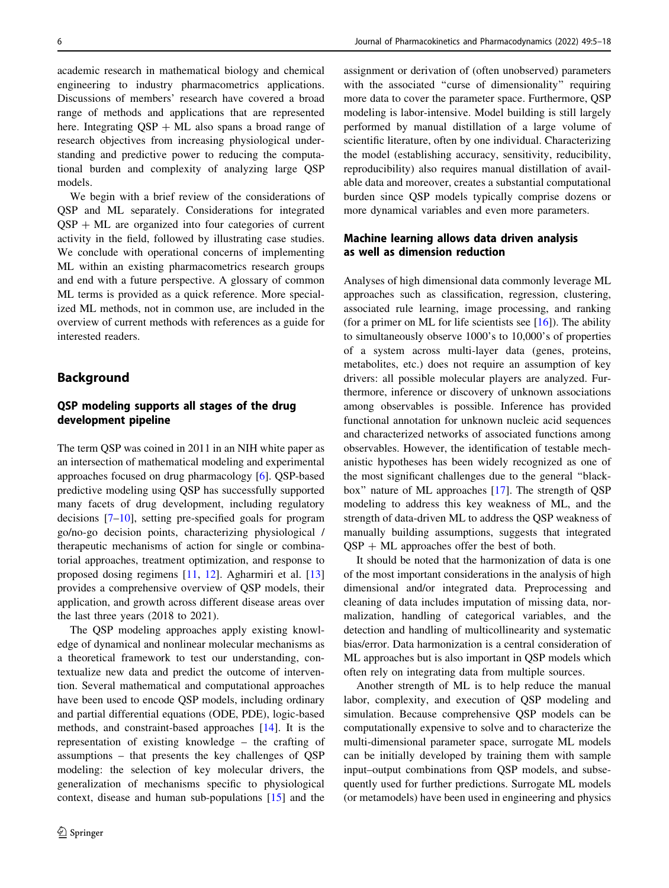academic research in mathematical biology and chemical engineering to industry pharmacometrics applications. Discussions of members' research have covered a broad range of methods and applications that are represented here. Integrating QSP + ML also spans a broad range of research objectives from increasing physiological understanding and predictive power to reducing the computational burden and complexity of analyzing large QSP models.

We begin with a brief review of the considerations of QSP and ML separately. Considerations for integrated QSP + ML are organized into four categories of current activity in the field, followed by illustrating case studies. We conclude with operational concerns of implementing ML within an existing pharmacometrics research groups and end with a future perspective. A glossary of common ML terms is provided as a quick reference. More specialized ML methods, not in common use, are included in the overview of current methods with references as a guide for interested readers.

## Background

### QSP modeling supports all stages of the drug development pipeline

The term QSP was coined in 2011 in an NIH white paper as an intersection of mathematical modeling and experimental approaches focused on drug pharmacology [6]. QSP-based predictive modeling using QSP has successfully supported many facets of drug development, including regulatory decisions [7–10], setting pre-specified goals for program go/no-go decision points, characterizing physiological / therapeutic mechanisms of action for single or combinatorial approaches, treatment optimization, and response to proposed dosing regimens [11, 12]. Agharmiri et al. [13] provides a comprehensive overview of QSP models, their application, and growth across different disease areas over the last three years (2018 to 2021).

The QSP modeling approaches apply existing knowledge of dynamical and nonlinear molecular mechanisms as a theoretical framework to test our understanding, contextualize new data and predict the outcome of intervention. Several mathematical and computational approaches have been used to encode QSP models, including ordinary and partial differential equations (ODE, PDE), logic-based methods, and constraint-based approaches [14]. It is the representation of existing knowledge – the crafting of assumptions – that presents the key challenges of QSP modeling: the selection of key molecular drivers, the generalization of mechanisms specific to physiological context, disease and human sub-populations [15] and the assignment or derivation of (often unobserved) parameters with the associated "curse of dimensionality" requiring more data to cover the parameter space. Furthermore, QSP modeling is labor-intensive. Model building is still largely performed by manual distillation of a large volume of scientific literature, often by one individual. Characterizing the model (establishing accuracy, sensitivity, reducibility, reproducibility) also requires manual distillation of available data and moreover, creates a substantial computational burden since QSP models typically comprise dozens or more dynamical variables and even more parameters.

### Machine learning allows data driven analysis as well as dimension reduction

Analyses of high dimensional data commonly leverage ML approaches such as classification, regression, clustering, associated rule learning, image processing, and ranking (for a primer on ML for life scientists see [16]). The ability to simultaneously observe 1000's to 10,000's of properties of a system across multi-layer data (genes, proteins, metabolites, etc.) does not require an assumption of key drivers: all possible molecular players are analyzed. Furthermore, inference or discovery of unknown associations among observables is possible. Inference has provided functional annotation for unknown nucleic acid sequences and characterized networks of associated functions among observables. However, the identification of testable mechanistic hypotheses has been widely recognized as one of the most significant challenges due to the general "black-box" nature of ML approaches [17]. The strength of QSP modeling to address this key weakness of ML, and the strength of data-driven ML to address the QSP weakness of manually building assumptions, suggests that integrated QSP + ML approaches offer the best of both.

It should be noted that the harmonization of data is one of the most important considerations in the analysis of high dimensional and/or integrated data. Preprocessing and cleaning of data includes imputation of missing data, normalization, handling of categorical variables, and the detection and handling of multicollinearity and systematic bias/error. Data harmonization is a central consideration of ML approaches but is also important in QSP models which often rely on integrating data from multiple sources.

Another strength of ML is to help reduce the manual labor, complexity, and execution of QSP modeling and simulation. Because comprehensive QSP models can be computationally expensive to solve and to characterize the multi-dimensional parameter space, surrogate ML models can be initially developed by training them with sample input–output combinations from QSP models, and subsequently used for further predictions. Surrogate ML models (or metamodels) have been used in engineering and physics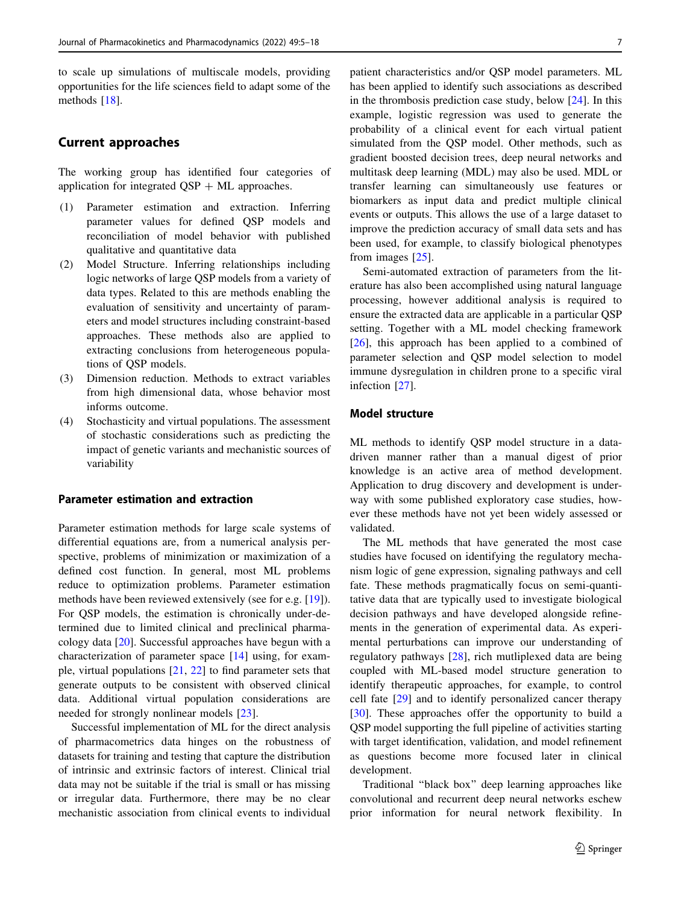to scale up simulations of multiscale models, providing opportunities for the life sciences field to adapt some of the methods [18].

## Current approaches

The working group has identified four categories of application for integrated QSP + ML approaches.

1. Parameter estimation and extraction. Inferring parameter values for defined QSP models and reconciliation of model behavior with published qualitative and quantitative data
2. Model Structure. Inferring relationships including logic networks of large QSP models from a variety of data types. Related to this are methods enabling the evaluation of sensitivity and uncertainty of parameters and model structures including constraint-based approaches. These methods also are applied to extracting conclusions from heterogeneous populations of QSP models.
3. Dimension reduction. Methods to extract variables from high dimensional data, whose behavior most informs outcome.
4. Stochasticity and virtual populations. The assessment of stochastic considerations such as predicting the impact of genetic variants and mechanistic sources of variability

### Parameter estimation and extraction

Parameter estimation methods for large scale systems of differential equations are, from a numerical analysis perspective, problems of minimization or maximization of a defined cost function. In general, most ML problems reduce to optimization problems. Parameter estimation methods have been reviewed extensively (see for e.g. [19]). For QSP models, the estimation is chronically under-determined due to limited clinical and preclinical pharmacology data [20]. Successful approaches have begun with a characterization of parameter space [14] using, for example, virtual populations [21, 22] to find parameter sets that generate outputs to be consistent with observed clinical data. Additional virtual population considerations are needed for strongly nonlinear models [23].

Successful implementation of ML for the direct analysis of pharmacometrics data hinges on the robustness of datasets for training and testing that capture the distribution of intrinsic and extrinsic factors of interest. Clinical trial data may not be suitable if the trial is small or has missing or irregular data. Furthermore, there may be no clear mechanistic association from clinical events to individual patient characteristics and/or QSP model parameters. ML has been applied to identify such associations as described in the thrombosis prediction case study, below [24]. In this example, logistic regression was used to generate the probability of a clinical event for each virtual patient simulated from the QSP model. Other methods, such as gradient boosted decision trees, deep neural networks and multitask deep learning (MDL) may also be used. MDL or transfer learning can simultaneously use features or biomarkers as input data and predict multiple clinical events or outputs. This allows the use of a large dataset to improve the prediction accuracy of small data sets and has been used, for example, to classify biological phenotypes from images [25].

Semi-automated extraction of parameters from the literature has also been accomplished using natural language processing, however additional analysis is required to ensure the extracted data are applicable in a particular QSP setting. Together with a ML model checking framework [26], this approach has been applied to a combined of parameter selection and QSP model selection to model immune dysregulation in children prone to a specific viral infection [27].

### Model structure

ML methods to identify QSP model structure in a data-driven manner rather than a manual digest of prior knowledge is an active area of method development. Application to drug discovery and development is underway with some published exploratory case studies, however these methods have not yet been widely assessed or validated.

The ML methods that have generated the most case studies have focused on identifying the regulatory mechanism logic of gene expression, signaling pathways and cell fate. These methods pragmatically focus on semi-quantitative data that are typically used to investigate biological decision pathways and have developed alongside refinements in the generation of experimental data. As experimental perturbations can improve our understanding of regulatory pathways [28], rich mutliplexed data are being coupled with ML-based model structure generation to identify therapeutic approaches, for example, to control cell fate [29] and to identify personalized cancer therapy [30]. These approaches offer the opportunity to build a QSP model supporting the full pipeline of activities starting with target identification, validation, and model refinement as questions become more focused later in clinical development.

Traditional "black box" deep learning approaches like convolutional and recurrent deep neural networks eschew prior information for neural network flexibility. In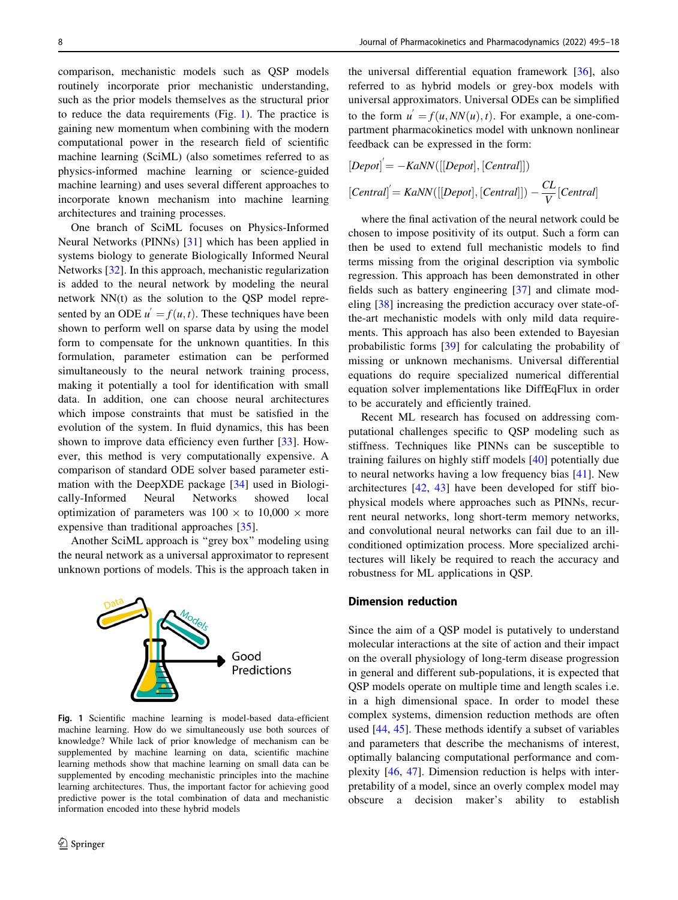comparison, mechanistic models such as QSP models routinely incorporate prior mechanistic understanding, such as the prior models themselves as the structural prior to reduce the data requirements (Fig. 1). The practice is gaining new momentum when combining with the modern computational power in the research field of scientific machine learning (SciML) (also sometimes referred to as physics-informed machine learning or science-guided machine learning) and uses several different approaches to incorporate known mechanism into machine learning architectures and training processes.

One branch of SciML focuses on Physics-Informed Neural Networks (PINNs) [31] which has been applied in systems biology to generate Biologically Informed Neural Networks [32]. In this approach, mechanistic regularization is added to the neural network by modeling the neural network NN(t) as the solution to the QSP model represented by an ODE $u' = f(u, t)$. These techniques have been shown to perform well on sparse data by using the model form to compensate for the unknown quantities. In this formulation, parameter estimation can be performed simultaneously to the neural network training process, making it potentially a tool for identification with small data. In addition, one can choose neural architectures which impose constraints that must be satisfied in the evolution of the system. In fluid dynamics, this has been shown to improve data efficiency even further [33]. However, this method is very computationally expensive. A comparison of standard ODE solver based parameter estimation with the DeepXDE package [34] used in Biologically-Informed Neural Networks showed local optimization of parameters was 100 × to 10,000 × more expensive than traditional approaches [35].

Another SciML approach is "grey box" modeling using the neural network as a universal approximator to represent unknown portions of models. This is the approach taken in the universal differential equation framework [36], also referred to as hybrid models or grey-box models with universal approximators. Universal ODEs can be simplified to the form $u' = f(u, NN(u), t)$. For example, a one-compartment pharmacokinetics model with unknown nonlinear feedback can be expressed in the form:

$$[Depot]' = -KaNN([[Depot], [Central]])$$

$$[Central]' = KaNN([[Depot], [Central]]) - \frac{CL}{V}[Central]$$

where the final activation of the neural network could be chosen to impose positivity of its output. Such a form can then be used to extend full mechanistic models to find terms missing from the original description via symbolic regression. This approach has been demonstrated in other fields such as battery engineering [37] and climate modeling [38] increasing the prediction accuracy over state-of-the-art mechanistic models with only mild data requirements. This approach has also been extended to Bayesian probabilistic forms [39] for calculating the probability of missing or unknown mechanisms. Universal differential equations do require specialized numerical differential equation solver implementations like DiffEqFlux in order to be accurately and efficiently trained.

Recent ML research has focused on addressing computational challenges specific to QSP modeling such as stiffness. Techniques like PINNs can be susceptible to training failures on highly stiff models [40] potentially due to neural networks having a low frequency bias [41]. New architectures [42, 43] have been developed for stiff biophysical models where approaches such as PINNs, recurrent neural networks, long short-term memory networks, and convolutional neural networks can fail due to an ill-conditioned optimization process. More specialized architectures will likely be required to reach the accuracy and robustness for ML applications in QSP.

**Fig. 1** Scientific machine learning is model-based data-efficient machine learning. How do we simultaneously use both sources of knowledge? While lack of prior knowledge of mechanism can be supplemented by machine learning on data, scientific machine learning methods show that machine learning on small data can be supplemented by encoding mechanistic principles into the machine learning architectures. Thus, the important factor for achieving good predictive power is the total combination of data and mechanistic information encoded into these hybrid models

## Dimension reduction

Since the aim of a QSP model is putatively to understand molecular interactions at the site of action and their impact on the overall physiology of long-term disease progression in general and different sub-populations, it is expected that QSP models operate on multiple time and length scales i.e. in a high dimensional space. In order to model these complex systems, dimension reduction methods are often used [44, 45]. These methods identify a subset of variables and parameters that describe the mechanisms of interest, optimally balancing computational performance and complexity [46, 47]. Dimension reduction is helps with interpretability of a model, since an overly complex model may obscure a decision maker's ability to establish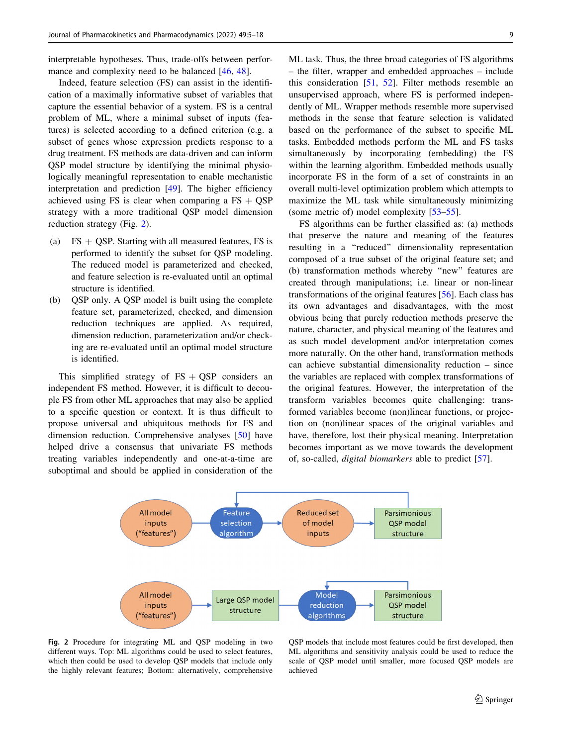interpretable hypotheses. Thus, trade-offs between performance and complexity need to be balanced [46, 48].

Indeed, feature selection (FS) can assist in the identification of a maximally informative subset of variables that capture the essential behavior of a system. FS is a central problem of ML, where a minimal subset of inputs (features) is selected according to a defined criterion (e.g. a subset of genes whose expression predicts response to a drug treatment. FS methods are data-driven and can inform QSP model structure by identifying the minimal physiologically meaningful representation to enable mechanistic interpretation and prediction [49]. The higher efficiency achieved using FS is clear when comparing a FS + QSP strategy with a more traditional QSP model dimension reduction strategy (Fig. 2).

(a) FS + QSP. Starting with all measured features, FS is performed to identify the subset for QSP modeling. The reduced model is parameterized and checked, and feature selection is re-evaluated until an optimal structure is identified.

(b) QSP only. A QSP model is built using the complete feature set, parameterized, checked, and dimension reduction techniques are applied. As required, dimension reduction, parameterization and/or checking are re-evaluated until an optimal model structure is identified.

This simplified strategy of FS + QSP considers an independent FS method. However, it is difficult to decouple FS from other ML approaches that may also be applied to a specific question or context. It is thus difficult to propose universal and ubiquitous methods for FS and dimension reduction. Comprehensive analyses [50] have helped drive a consensus that univariate FS methods treating variables independently and one-at-a-time are suboptimal and should be applied in consideration of the ML task. Thus, the three broad categories of FS algorithms – the filter, wrapper and embedded approaches – include this consideration [51, 52]. Filter methods resemble an unsupervised approach, where FS is performed independently of ML. Wrapper methods resemble more supervised methods in the sense that feature selection is validated based on the performance of the subset to specific ML tasks. Embedded methods perform the ML and FS tasks simultaneously by incorporating (embedding) the FS within the learning algorithm. Embedded methods usually incorporate FS in the form of a set of constraints in an overall multi-level optimization problem which attempts to maximize the ML task while simultaneously minimizing (some metric of) model complexity [53–55].

FS algorithms can be further classified as: (a) methods that preserve the nature and meaning of the features resulting in a "reduced" dimensionality representation composed of a true subset of the original feature set; and (b) transformation methods whereby "new" features are created through manipulations; i.e. linear or non-linear transformations of the original features [56]. Each class has its own advantages and disadvantages, with the most obvious being that purely reduction methods preserve the nature, character, and physical meaning of the features and as such model development and/or interpretation comes more naturally. On the other hand, transformation methods can achieve substantial dimensionality reduction – since the variables are replaced with complex transformations of the original features. However, the interpretation of the transform variables becomes quite challenging: transformed variables become (non)linear functions, or projection on (non)linear spaces of the original variables and have, therefore, lost their physical meaning. Interpretation becomes important as we move towards the development of, so-called, *digital biomarkers* able to predict [57].

All model inputs ("features") → Feature selection algorithm → Reduced set of model inputs → Parsimonious QSP model structure

All model inputs ("features") → Large QSP model structure → Model reduction algorithms → Parsimonious QSP model structure

**Fig. 2** Procedure for integrating ML and QSP modeling in two different ways. Top: ML algorithms could be used to select features, which then could be used to develop QSP models that include only the highly relevant features; Bottom: alternatively, comprehensive QSP models that include most features could be first developed, then ML algorithms and sensitivity analysis could be used to reduce the scale of QSP model until smaller, more focused QSP models are achieved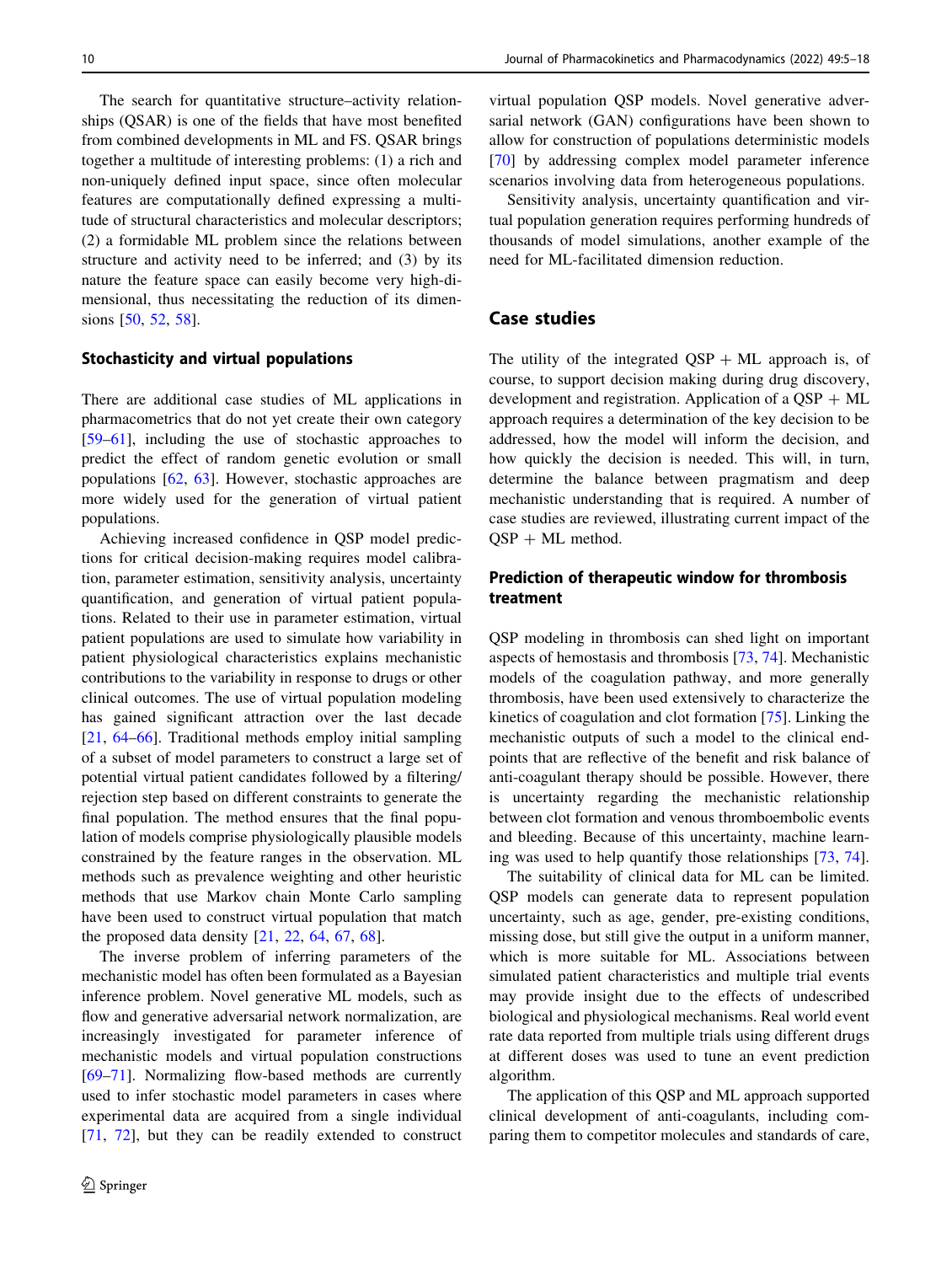The search for quantitative structure–activity relationships (QSAR) is one of the fields that have most benefited from combined developments in ML and FS. QSAR brings together a multitude of interesting problems: (1) a rich and non-uniquely defined input space, since often molecular features are computationally defined expressing a multitude of structural characteristics and molecular descriptors; (2) a formidable ML problem since the relations between structure and activity need to be inferred; and (3) by its nature the feature space can easily become very high-dimensional, thus necessitating the reduction of its dimensions [50, 52, 58].

### Stochasticity and virtual populations

There are additional case studies of ML applications in pharmacometrics that do not yet create their own category [59–61], including the use of stochastic approaches to predict the effect of random genetic evolution or small populations [62, 63]. However, stochastic approaches are more widely used for the generation of virtual patient populations.

Achieving increased confidence in QSP model predictions for critical decision-making requires model calibration, parameter estimation, sensitivity analysis, uncertainty quantification, and generation of virtual patient populations. Related to their use in parameter estimation, virtual patient populations are used to simulate how variability in patient physiological characteristics explains mechanistic contributions to the variability in response to drugs or other clinical outcomes. The use of virtual population modeling has gained significant attraction over the last decade [21, 64–66]. Traditional methods employ initial sampling of a subset of model parameters to construct a large set of potential virtual patient candidates followed by a filtering/rejection step based on different constraints to generate the final population. The method ensures that the final population of models comprise physiologically plausible models constrained by the feature ranges in the observation. ML methods such as prevalence weighting and other heuristic methods that use Markov chain Monte Carlo sampling have been used to construct virtual population that match the proposed data density [21, 22, 64, 67, 68].

The inverse problem of inferring parameters of the mechanistic model has often been formulated as a Bayesian inference problem. Novel generative ML models, such as flow and generative adversarial network normalization, are increasingly investigated for parameter inference of mechanistic models and virtual population constructions [69–71]. Normalizing flow-based methods are currently used to infer stochastic model parameters in cases where experimental data are acquired from a single individual [71, 72], but they can be readily extended to construct virtual population QSP models. Novel generative adversarial network (GAN) configurations have been shown to allow for construction of populations deterministic models [70] by addressing complex model parameter inference scenarios involving data from heterogeneous populations.

Sensitivity analysis, uncertainty quantification and virtual population generation requires performing hundreds of thousands of model simulations, another example of the need for ML-facilitated dimension reduction.

## Case studies

The utility of the integrated QSP + ML approach is, of course, to support decision making during drug discovery, development and registration. Application of a QSP + ML approach requires a determination of the key decision to be addressed, how the model will inform the decision, and how quickly the decision is needed. This will, in turn, determine the balance between pragmatism and deep mechanistic understanding that is required. A number of case studies are reviewed, illustrating current impact of the QSP + ML method.

### Prediction of therapeutic window for thrombosis treatment

QSP modeling in thrombosis can shed light on important aspects of hemostasis and thrombosis [73, 74]. Mechanistic models of the coagulation pathway, and more generally thrombosis, have been used extensively to characterize the kinetics of coagulation and clot formation [75]. Linking the mechanistic outputs of such a model to the clinical endpoints that are reflective of the benefit and risk balance of anti-coagulant therapy should be possible. However, there is uncertainty regarding the mechanistic relationship between clot formation and venous thromboembolic events and bleeding. Because of this uncertainty, machine learning was used to help quantify those relationships [73, 74].

The suitability of clinical data for ML can be limited. QSP models can generate data to represent population uncertainty, such as age, gender, pre-existing conditions, missing dose, but still give the output in a uniform manner, which is more suitable for ML. Associations between simulated patient characteristics and multiple trial events may provide insight due to the effects of undescribed biological and physiological mechanisms. Real world event rate data reported from multiple trials using different drugs at different doses was used to tune an event prediction algorithm.

The application of this QSP and ML approach supported clinical development of anti-coagulants, including comparing them to competitor molecules and standards of care,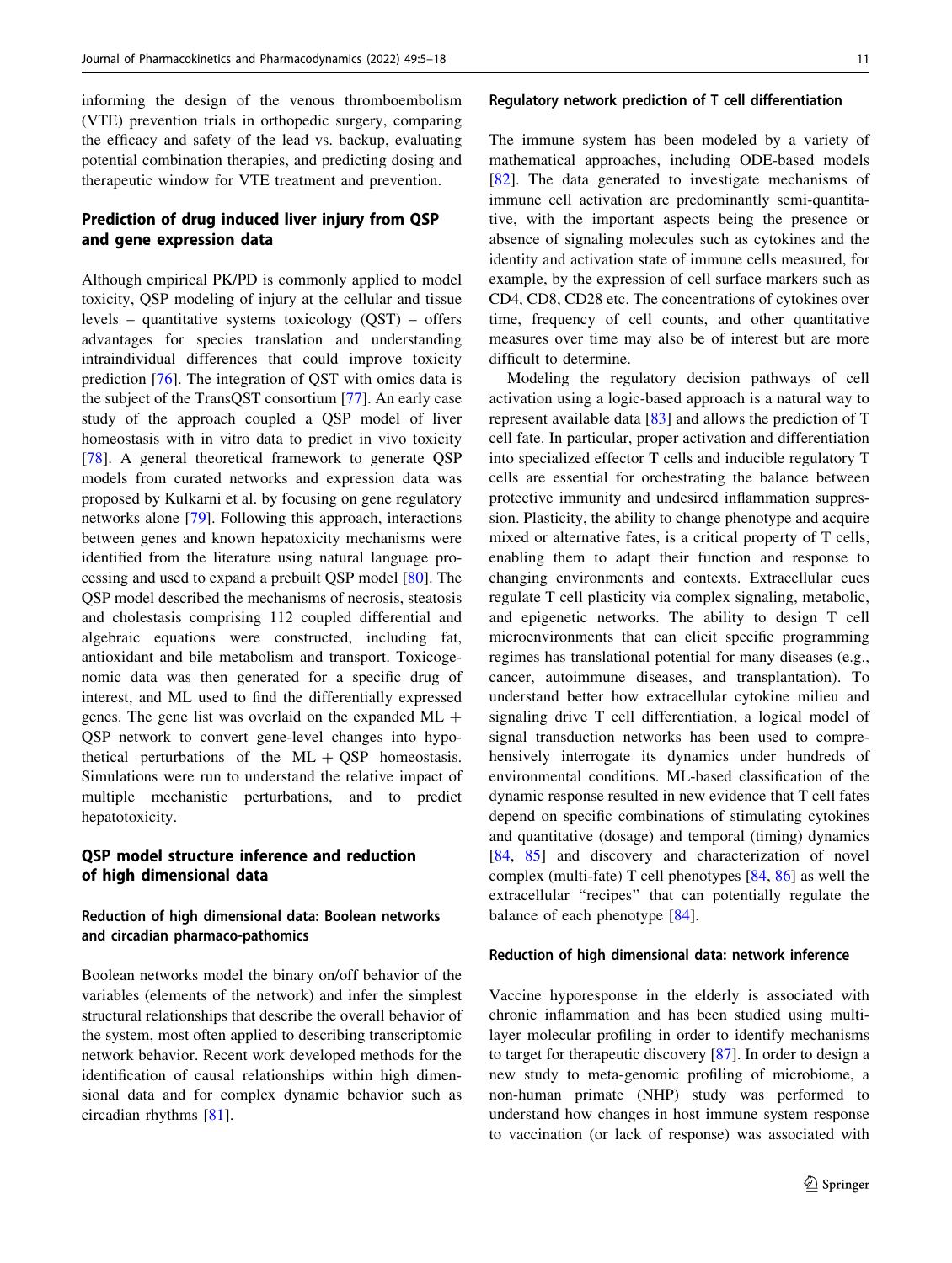informing the design of the venous thromboembolism (VTE) prevention trials in orthopedic surgery, comparing the efficacy and safety of the lead vs. backup, evaluating potential combination therapies, and predicting dosing and therapeutic window for VTE treatment and prevention.

## Prediction of drug induced liver injury from QSP and gene expression data

Although empirical PK/PD is commonly applied to model toxicity, QSP modeling of injury at the cellular and tissue levels – quantitative systems toxicology (QST) – offers advantages for species translation and understanding intraindividual differences that could improve toxicity prediction [76]. The integration of QST with omics data is the subject of the TransQST consortium [77]. An early case study of the approach coupled a QSP model of liver homeostasis with in vitro data to predict in vivo toxicity [78]. A general theoretical framework to generate QSP models from curated networks and expression data was proposed by Kulkarni et al. by focusing on gene regulatory networks alone [79]. Following this approach, interactions between genes and known hepatoxicity mechanisms were identified from the literature using natural language processing and used to expand a prebuilt QSP model [80]. The QSP model described the mechanisms of necrosis, steatosis and cholestasis comprising 112 coupled differential and algebraic equations were constructed, including fat, antioxidant and bile metabolism and transport. Toxicogenomic data was then generated for a specific drug of interest, and ML used to find the differentially expressed genes. The gene list was overlaid on the expanded ML + QSP network to convert gene-level changes into hypothetical perturbations of the ML + QSP homeostasis. Simulations were run to understand the relative impact of multiple mechanistic perturbations, and to predict hepatotoxicity.

## QSP model structure inference and reduction of high dimensional data

### Reduction of high dimensional data: Boolean networks and circadian pharmaco-pathomics

Boolean networks model the binary on/off behavior of the variables (elements of the network) and infer the simplest structural relationships that describe the overall behavior of the system, most often applied to describing transcriptomic network behavior. Recent work developed methods for the identification of causal relationships within high dimensional data and for complex dynamic behavior such as circadian rhythms [81].

### Regulatory network prediction of T cell differentiation

The immune system has been modeled by a variety of mathematical approaches, including ODE-based models [82]. The data generated to investigate mechanisms of immune cell activation are predominantly semi-quantitative, with the important aspects being the presence or absence of signaling molecules such as cytokines and the identity and activation state of immune cells measured, for example, by the expression of cell surface markers such as CD4, CD8, CD28 etc. The concentrations of cytokines over time, frequency of cell counts, and other quantitative measures over time may also be of interest but are more difficult to determine.

Modeling the regulatory decision pathways of cell activation using a logic-based approach is a natural way to represent available data [83] and allows the prediction of T cell fate. In particular, proper activation and differentiation into specialized effector T cells and inducible regulatory T cells are essential for orchestrating the balance between protective immunity and undesired inflammation suppression. Plasticity, the ability to change phenotype and acquire mixed or alternative fates, is a critical property of T cells, enabling them to adapt their function and response to changing environments and contexts. Extracellular cues regulate T cell plasticity via complex signaling, metabolic, and epigenetic networks. The ability to design T cell microenvironments that can elicit specific programming regimes has translational potential for many diseases (e.g., cancer, autoimmune diseases, and transplantation). To understand better how extracellular cytokine milieu and signaling drive T cell differentiation, a logical model of signal transduction networks has been used to comprehensively interrogate its dynamics under hundreds of environmental conditions. ML-based classification of the dynamic response resulted in new evidence that T cell fates depend on specific combinations of stimulating cytokines and quantitative (dosage) and temporal (timing) dynamics [84, 85] and discovery and characterization of novel complex (multi-fate) T cell phenotypes [84, 86] as well the extracellular "recipes" that can potentially regulate the balance of each phenotype [84].

### Reduction of high dimensional data: network inference

Vaccine hyporesponse in the elderly is associated with chronic inflammation and has been studied using multilayer molecular profiling in order to identify mechanisms to target for therapeutic discovery [87]. In order to design a new study to meta-genomic profiling of microbiome, a non-human primate (NHP) study was performed to understand how changes in host immune system response to vaccination (or lack of response) was associated with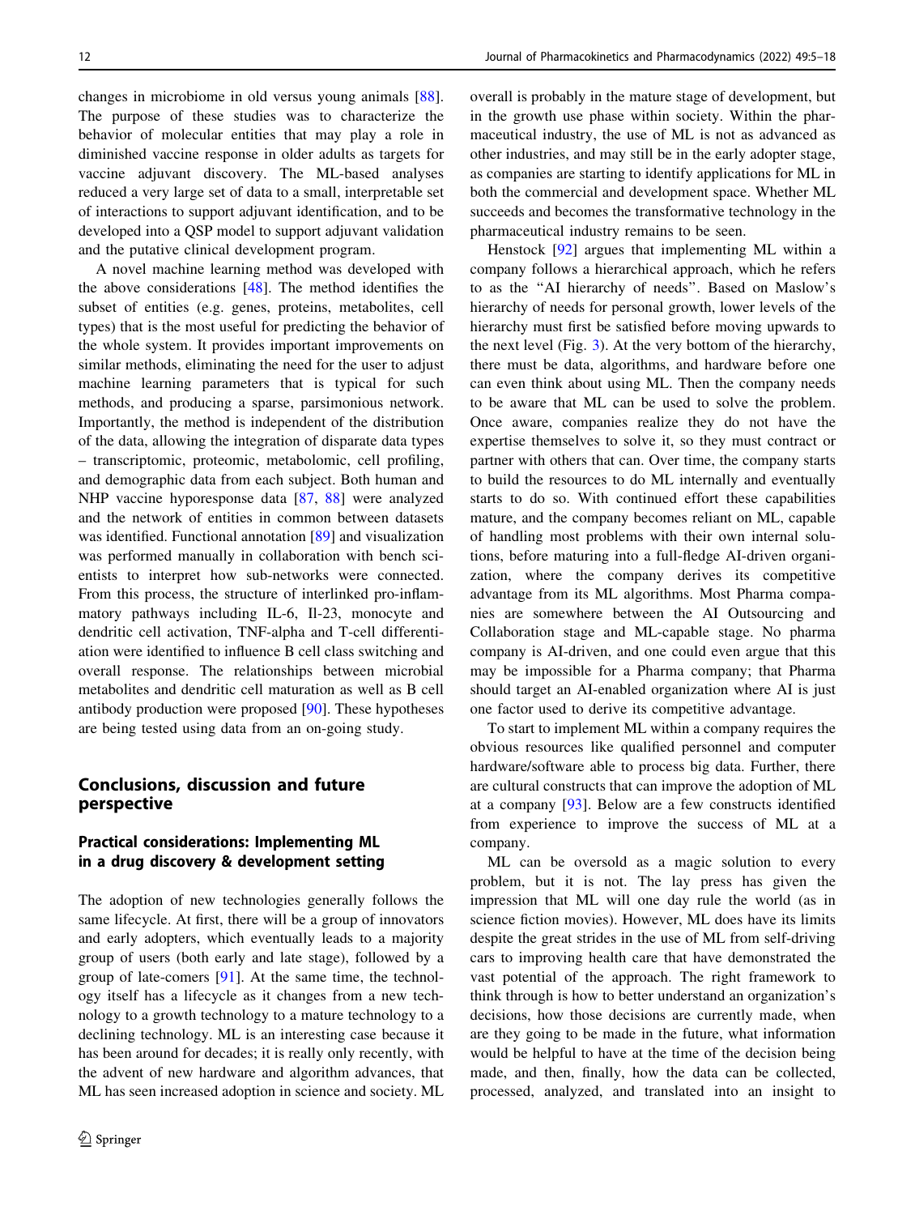changes in microbiome in old versus young animals [88]. The purpose of these studies was to characterize the behavior of molecular entities that may play a role in diminished vaccine response in older adults as targets for vaccine adjuvant discovery. The ML-based analyses reduced a very large set of data to a small, interpretable set of interactions to support adjuvant identification, and to be developed into a QSP model to support adjuvant validation and the putative clinical development program.

A novel machine learning method was developed with the above considerations [48]. The method identifies the subset of entities (e.g. genes, proteins, metabolites, cell types) that is the most useful for predicting the behavior of the whole system. It provides important improvements on similar methods, eliminating the need for the user to adjust machine learning parameters that is typical for such methods, and producing a sparse, parsimonious network. Importantly, the method is independent of the distribution of the data, allowing the integration of disparate data types – transcriptomic, proteomic, metabolomic, cell profiling, and demographic data from each subject. Both human and NHP vaccine hyporesponse data [87, 88] were analyzed and the network of entities in common between datasets was identified. Functional annotation [89] and visualization was performed manually in collaboration with bench scientists to interpret how sub-networks were connected. From this process, the structure of interlinked pro-inflammatory pathways including IL-6, Il-23, monocyte and dendritic cell activation, TNF-alpha and T-cell differentiation were identified to influence B cell class switching and overall response. The relationships between microbial metabolites and dendritic cell maturation as well as B cell antibody production were proposed [90]. These hypotheses are being tested using data from an on-going study.

## Conclusions, discussion and future perspective

### Practical considerations: Implementing ML in a drug discovery & development setting

The adoption of new technologies generally follows the same lifecycle. At first, there will be a group of innovators and early adopters, which eventually leads to a majority group of users (both early and late stage), followed by a group of late-comers [91]. At the same time, the technology itself has a lifecycle as it changes from a new technology to a growth technology to a mature technology to a declining technology. ML is an interesting case because it has been around for decades; it is really only recently, with the advent of new hardware and algorithm advances, that ML has seen increased adoption in science and society. ML overall is probably in the mature stage of development, but in the growth use phase within society. Within the pharmaceutical industry, the use of ML is not as advanced as other industries, and may still be in the early adopter stage, as companies are starting to identify applications for ML in both the commercial and development space. Whether ML succeeds and becomes the transformative technology in the pharmaceutical industry remains to be seen.

Henstock [92] argues that implementing ML within a company follows a hierarchical approach, which he refers to as the "AI hierarchy of needs". Based on Maslow's hierarchy of needs for personal growth, lower levels of the hierarchy must first be satisfied before moving upwards to the next level (Fig. 3). At the very bottom of the hierarchy, there must be data, algorithms, and hardware before one can even think about using ML. Then the company needs to be aware that ML can be used to solve the problem. Once aware, companies realize they do not have the expertise themselves to solve it, so they must contract or partner with others that can. Over time, the company starts to build the resources to do ML internally and eventually starts to do so. With continued effort these capabilities mature, and the company becomes reliant on ML, capable of handling most problems with their own internal solutions, before maturing into a full-fledge AI-driven organization, where the company derives its competitive advantage from its ML algorithms. Most Pharma companies are somewhere between the AI Outsourcing and Collaboration stage and ML-capable stage. No pharma company is AI-driven, and one could even argue that this may be impossible for a Pharma company; that Pharma should target an AI-enabled organization where AI is just one factor used to derive its competitive advantage.

To start to implement ML within a company requires the obvious resources like qualified personnel and computer hardware/software able to process big data. Further, there are cultural constructs that can improve the adoption of ML at a company [93]. Below are a few constructs identified from experience to improve the success of ML at a company.

ML can be oversold as a magic solution to every problem, but it is not. The lay press has given the impression that ML will one day rule the world (as in science fiction movies). However, ML does have its limits despite the great strides in the use of ML from self-driving cars to improving health care that have demonstrated the vast potential of the approach. The right framework to think through is how to better understand an organization's decisions, how those decisions are currently made, when are they going to be made in the future, what information would be helpful to have at the time of the decision being made, and then, finally, how the data can be collected, processed, analyzed, and translated into an insight to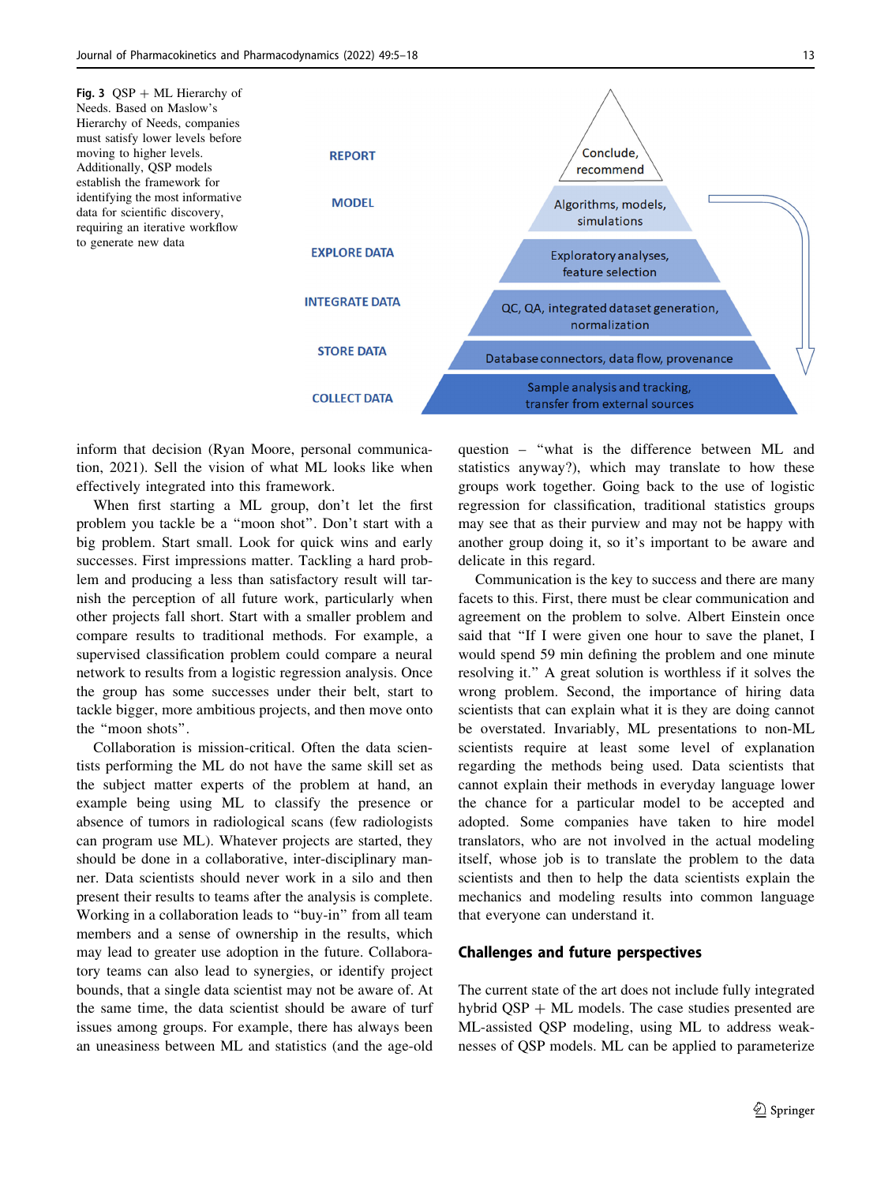**Fig. 3** QSP + ML Hierarchy of Needs. Based on Maslow's Hierarchy of Needs, companies must satisfy lower levels before moving to higher levels. Additionally, QSP models establish the framework for identifying the most informative data for scientific discovery, requiring an iterative workflow to generate new data

| Level | Description |
| --- | --- |
| REPORT | Conclude, recommend |
| MODEL | Algorithms, models, simulations |
| EXPLORE DATA | Exploratory analyses, feature selection |
| INTEGRATE DATA | QC, QA, integrated dataset generation, normalization |
| STORE DATA | Database connectors, data flow, provenance |
| COLLECT DATA | Sample analysis and tracking, transfer from external sources |

inform that decision (Ryan Moore, personal communication, 2021). Sell the vision of what ML looks like when effectively integrated into this framework.

When first starting a ML group, don't let the first problem you tackle be a "moon shot". Don't start with a big problem. Start small. Look for quick wins and early successes. First impressions matter. Tackling a hard problem and producing a less than satisfactory result will tarnish the perception of all future work, particularly when other projects fall short. Start with a smaller problem and compare results to traditional methods. For example, a supervised classification problem could compare a neural network to results from a logistic regression analysis. Once the group has some successes under their belt, start to tackle bigger, more ambitious projects, and then move onto the "moon shots".

Collaboration is mission-critical. Often the data scientists performing the ML do not have the same skill set as the subject matter experts of the problem at hand, an example being using ML to classify the presence or absence of tumors in radiological scans (few radiologists can program use ML). Whatever projects are started, they should be done in a collaborative, inter-disciplinary manner. Data scientists should never work in a silo and then present their results to teams after the analysis is complete. Working in a collaboration leads to "buy-in" from all team members and a sense of ownership in the results, which may lead to greater use adoption in the future. Collaboratory teams can also lead to synergies, or identify project bounds, that a single data scientist may not be aware of. At the same time, the data scientist should be aware of turf issues among groups. For example, there has always been an uneasiness between ML and statistics (and the age-old question – "what is the difference between ML and statistics anyway?), which may translate to how these groups work together. Going back to the use of logistic regression for classification, traditional statistics groups may see that as their purview and may not be happy with another group doing it, so it's important to be aware and delicate in this regard.

Communication is the key to success and there are many facets to this. First, there must be clear communication and agreement on the problem to solve. Albert Einstein once said that "If I were given one hour to save the planet, I would spend 59 min defining the problem and one minute resolving it." A great solution is worthless if it solves the wrong problem. Second, the importance of hiring data scientists that can explain what it is they are doing cannot be overstated. Invariably, ML presentations to non-ML scientists require at least some level of explanation regarding the methods being used. Data scientists that cannot explain their methods in everyday language lower the chance for a particular model to be accepted and adopted. Some companies have taken to hire model translators, who are not involved in the actual modeling itself, whose job is to translate the problem to the data scientists and then to help the data scientists explain the mechanics and modeling results into common language that everyone can understand it.

## Challenges and future perspectives

The current state of the art does not include fully integrated hybrid QSP + ML models. The case studies presented are ML-assisted QSP modeling, using ML to address weaknesses of QSP models. ML can be applied to parameterize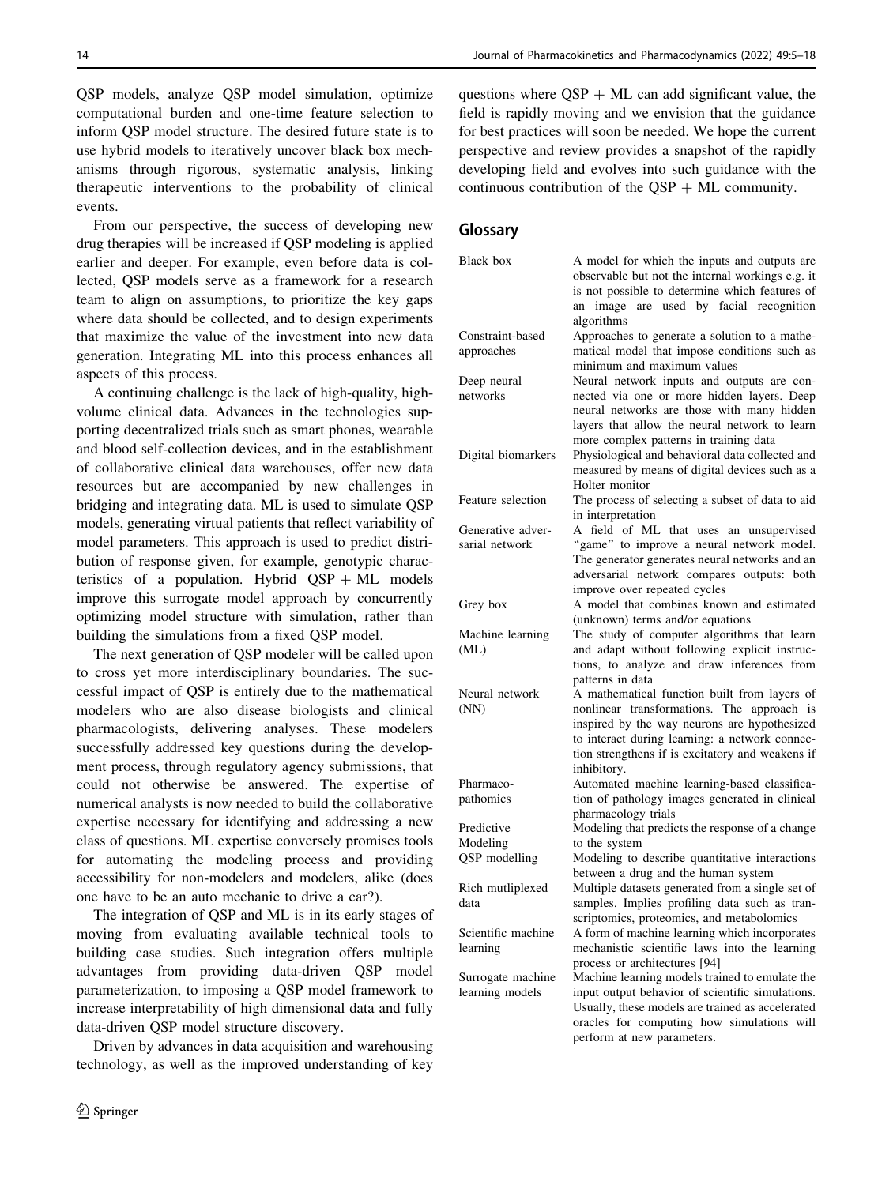QSP models, analyze QSP model simulation, optimize computational burden and one-time feature selection to inform QSP model structure. The desired future state is to use hybrid models to iteratively uncover black box mechanisms through rigorous, systematic analysis, linking therapeutic interventions to the probability of clinical events.

From our perspective, the success of developing new drug therapies will be increased if QSP modeling is applied earlier and deeper. For example, even before data is collected, QSP models serve as a framework for a research team to align on assumptions, to prioritize the key gaps where data should be collected, and to design experiments that maximize the value of the investment into new data generation. Integrating ML into this process enhances all aspects of this process.

A continuing challenge is the lack of high-quality, high-volume clinical data. Advances in the technologies supporting decentralized trials such as smart phones, wearable and blood self-collection devices, and in the establishment of collaborative clinical data warehouses, offer new data resources but are accompanied by new challenges in bridging and integrating data. ML is used to simulate QSP models, generating virtual patients that reflect variability of model parameters. This approach is used to predict distribution of response given, for example, genotypic characteristics of a population. Hybrid QSP + ML models improve this surrogate model approach by concurrently optimizing model structure with simulation, rather than building the simulations from a fixed QSP model.

The next generation of QSP modeler will be called upon to cross yet more interdisciplinary boundaries. The successful impact of QSP is entirely due to the mathematical modelers who are also disease biologists and clinical pharmacologists, delivering analyses. These modelers successfully addressed key questions during the development process, through regulatory agency submissions, that could not otherwise be answered. The expertise of numerical analysts is now needed to build the collaborative expertise necessary for identifying and addressing a new class of questions. ML expertise conversely promises tools for automating the modeling process and providing accessibility for non-modelers and modelers, alike (does one have to be an auto mechanic to drive a car?).

The integration of QSP and ML is in its early stages of moving from evaluating available technical tools to building case studies. Such integration offers multiple advantages from providing data-driven QSP model parameterization, to imposing a QSP model framework to increase interpretability of high dimensional data and fully data-driven QSP model structure discovery.

Driven by advances in data acquisition and warehousing technology, as well as the improved understanding of key questions where QSP + ML can add significant value, the field is rapidly moving and we envision that the guidance for best practices will soon be needed. We hope the current perspective and review provides a snapshot of the rapidly developing field and evolves into such guidance with the continuous contribution of the QSP + ML community.

## Glossary

| Term | Definition |
|---|---|
| Black box | A model for which the inputs and outputs are observable but not the internal workings e.g. it is not possible to determine which features of an image are used by facial recognition algorithms |
| Constraint-based approaches | Approaches to generate a solution to a mathematical model that impose conditions such as minimum and maximum values |
| Deep neural networks | Neural network inputs and outputs are connected via one or more hidden layers. Deep neural networks are those with many hidden layers that allow the neural network to learn more complex patterns in training data |
| Digital biomarkers | Physiological and behavioral data collected and measured by means of digital devices such as a Holter monitor |
| Feature selection | The process of selecting a subset of data to aid in interpretation |
| Generative adversarial network | A field of ML that uses an unsupervised "game" to improve a neural network model. The generator generates neural networks and an adversarial network compares outputs: both improve over repeated cycles |
| Grey box | A model that combines known and estimated (unknown) terms and/or equations |
| Machine learning (ML) | The study of computer algorithms that learn and adapt without following explicit instructions, to analyze and draw inferences from patterns in data |
| Neural network (NN) | A mathematical function built from layers of nonlinear transformations. The approach is inspired by the way neurons are hypothesized to interact during learning: a network connection strengthens if it is excitatory and weakens if inhibitory. |
| Pharmaco-pathomics | Automated machine learning-based classification of pathology images generated in clinical pharmacology trials |
| Predictive Modeling | Modeling that predicts the response of a change to the system |
| QSP modelling | Modeling to describe quantitative interactions between a drug and the human system |
| Rich mutliplexed data | Multiple datasets generated from a single set of samples. Implies profiling data such as transcriptomics, proteomics, and metabolomics |
| Scientific machine learning | A form of machine learning which incorporates mechanistic scientific laws into the learning process or architectures [94] |
| Surrogate machine learning models | Machine learning models trained to emulate the input output behavior of scientific simulations. Usually, these models are trained as accelerated oracles for computing how simulations will perform at new parameters. |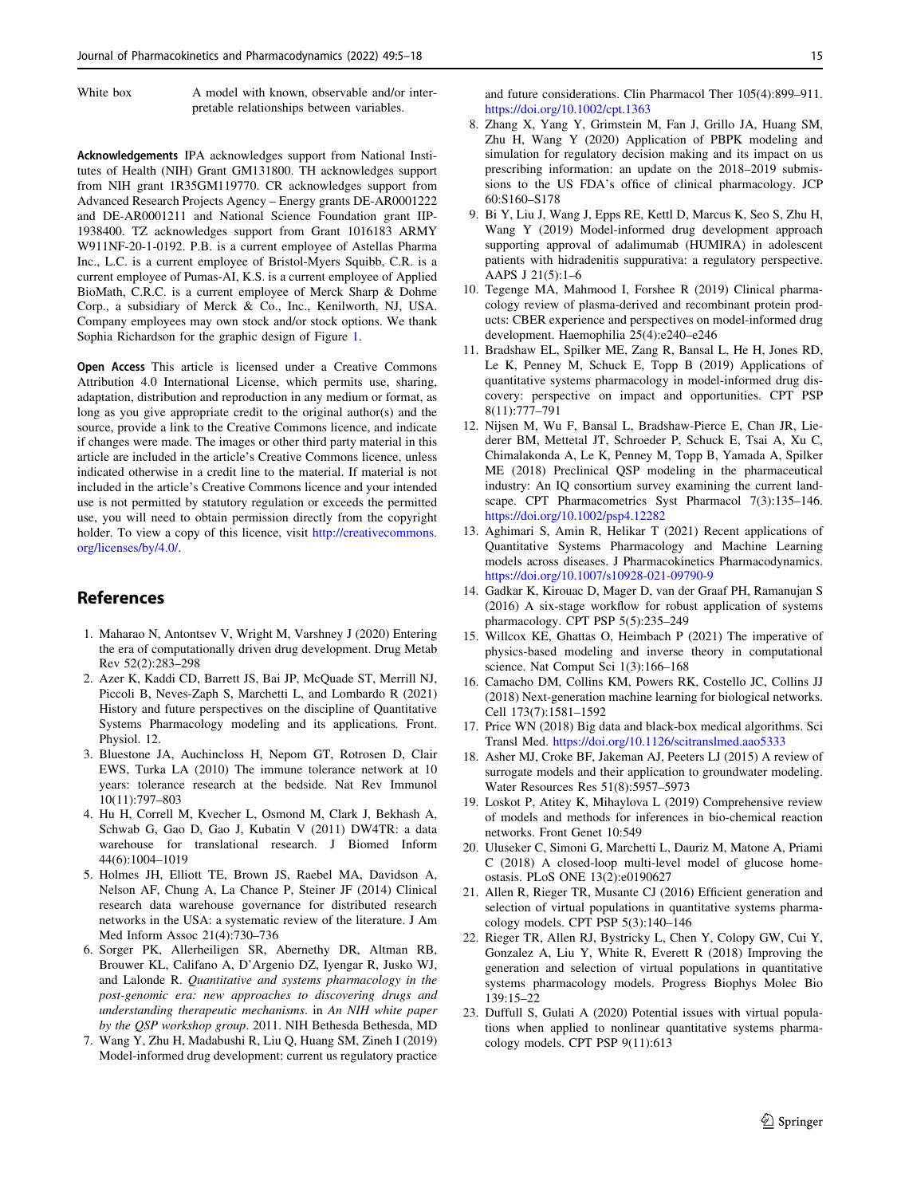| White box | A model with known, observable and/or interpretable relationships between variables. |
|---|---|

**Acknowledgements** IPA acknowledges support from National Institutes of Health (NIH) Grant GM131800. TH acknowledges support from NIH grant 1R35GM119770. CR acknowledges support from Advanced Research Projects Agency – Energy grants DE-AR0001222 and DE-AR0001211 and National Science Foundation grant IIP-1938400. TZ acknowledges support from Grant 1016183 ARMY W911NF-20-1-0192. P.B. is a current employee of Astellas Pharma Inc., L.C. is a current employee of Bristol-Myers Squibb, C.R. is a current employee of Pumas-AI, K.S. is a current employee of Applied BioMath, C.R.C. is a current employee of Merck Sharp & Dohme Corp., a subsidiary of Merck & Co., Inc., Kenilworth, NJ, USA. Company employees may own stock and/or stock options. We thank Sophia Richardson for the graphic design of Figure 1.

**Open Access** This article is licensed under a Creative Commons Attribution 4.0 International License, which permits use, sharing, adaptation, distribution and reproduction in any medium or format, as long as you give appropriate credit to the original author(s) and the source, provide a link to the Creative Commons licence, and indicate if changes were made. The images or other third party material in this article are included in the article's Creative Commons licence, unless indicated otherwise in a credit line to the material. If material is not included in the article's Creative Commons licence and your intended use is not permitted by statutory regulation or exceeds the permitted use, you will need to obtain permission directly from the copyright holder. To view a copy of this licence, visit http://creativecommons.org/licenses/by/4.0/.

## References

1. Maharao N, Antontsev V, Wright M, Varshney J (2020) Entering the era of computationally driven drug development. Drug Metab Rev 52(2):283–298
2. Azer K, Kaddi CD, Barrett JS, Bai JP, McQuade ST, Merrill NJ, Piccoli B, Neves-Zaph S, Marchetti L, and Lombardo R (2021) History and future perspectives on the discipline of Quantitative Systems Pharmacology modeling and its applications. Front. Physiol. 12.
3. Bluestone JA, Auchincloss H, Nepom GT, Rotrosen D, Clair EWS, Turka LA (2010) The immune tolerance network at 10 years: tolerance research at the bedside. Nat Rev Immunol 10(11):797–803
4. Hu H, Correll M, Kvecher L, Osmond M, Clark J, Bekhash A, Schwab G, Gao D, Gao J, Kubatin V (2011) DW4TR: a data warehouse for translational research. J Biomed Inform 44(6):1004–1019
5. Holmes JH, Elliott TE, Brown JS, Raebel MA, Davidson A, Nelson AF, Chung A, La Chance P, Steiner JF (2014) Clinical research data warehouse governance for distributed research networks in the USA: a systematic review of the literature. J Am Med Inform Assoc 21(4):730–736
6. Sorger PK, Allerheiligen SR, Abernethy DR, Altman RB, Brouwer KL, Califano A, D'Argenio DZ, Iyengar R, Jusko WJ, and Lalonde R. *Quantitative and systems pharmacology in the post-genomic era: new approaches to discovering drugs and understanding therapeutic mechanisms*. in *An NIH white paper by the QSP workshop group*. 2011. NIH Bethesda Bethesda, MD
7. Wang Y, Zhu H, Madabushi R, Liu Q, Huang SM, Zineh I (2019) Model-informed drug development: current us regulatory practice and future considerations. Clin Pharmacol Ther 105(4):899–911. https://doi.org/10.1002/cpt.1363
8. Zhang X, Yang Y, Grimstein M, Fan J, Grillo JA, Huang SM, Zhu H, Wang Y (2020) Application of PBPK modeling and simulation for regulatory decision making and its impact on us prescribing information: an update on the 2018–2019 submissions to the US FDA's office of clinical pharmacology. JCP 60:S160–S178
9. Bi Y, Liu J, Wang J, Epps RE, Kettl D, Marcus K, Seo S, Zhu H, Wang Y (2019) Model-informed drug development approach supporting approval of adalimumab (HUMIRA) in adolescent patients with hidradenitis suppurativa: a regulatory perspective. AAPS J 21(5):1–6
10. Tegenge MA, Mahmood I, Forshee R (2019) Clinical pharmacology review of plasma-derived and recombinant protein products: CBER experience and perspectives on model-informed drug development. Haemophilia 25(4):e240–e246
11. Bradshaw EL, Spilker ME, Zang R, Bansal L, He H, Jones RD, Le K, Penney M, Schuck E, Topp B (2019) Applications of quantitative systems pharmacology in model-informed drug discovery: perspective on impact and opportunities. CPT PSP 8(11):777–791
12. Nijsen M, Wu F, Bansal L, Bradshaw-Pierce E, Chan JR, Liederer BM, Mettetal JT, Schroeder P, Schuck E, Tsai A, Xu C, Chimalakonda A, Le K, Penney M, Topp B, Yamada A, Spilker ME (2018) Preclinical QSP modeling in the pharmaceutical industry: An IQ consortium survey examining the current landscape. CPT Pharmacometrics Syst Pharmacol 7(3):135–146. https://doi.org/10.1002/psp4.12282
13. Aghimari S, Amin R, Helikar T (2021) Recent applications of Quantitative Systems Pharmacology and Machine Learning models across diseases. J Pharmacokinetics Pharmacodynamics. https://doi.org/10.1007/s10928-021-09790-9
14. Gadkar K, Kirouac D, Mager D, van der Graaf PH, Ramanujan S (2016) A six-stage workflow for robust application of systems pharmacology. CPT PSP 5(5):235–249
15. Willcox KE, Ghattas O, Heimbach P (2021) The imperative of physics-based modeling and inverse theory in computational science. Nat Comput Sci 1(3):166–168
16. Camacho DM, Collins KM, Powers RK, Costello JC, Collins JJ (2018) Next-generation machine learning for biological networks. Cell 173(7):1581–1592
17. Price WN (2018) Big data and black-box medical algorithms. Sci Transl Med. https://doi.org/10.1126/scitranslmed.aao5333
18. Asher MJ, Croke BF, Jakeman AJ, Peeters LJ (2015) A review of surrogate models and their application to groundwater modeling. Water Resources Res 51(8):5957–5973
19. Loskot P, Atitey K, Mihaylova L (2019) Comprehensive review of models and methods for inferences in bio-chemical reaction networks. Front Genet 10:549
20. Uluseker C, Simoni G, Marchetti L, Dauriz M, Matone A, Priami C (2018) A closed-loop multi-level model of glucose homeostasis. PLoS ONE 13(2):e0190627
21. Allen R, Rieger TR, Musante CJ (2016) Efficient generation and selection of virtual populations in quantitative systems pharmacology models. CPT PSP 5(3):140–146
22. Rieger TR, Allen RJ, Bystricky L, Chen Y, Colopy GW, Cui Y, Gonzalez A, Liu Y, White R, Everett R (2018) Improving the generation and selection of virtual populations in quantitative systems pharmacology models. Progress Biophys Molec Bio 139:15–22
23. Duffull S, Gulati A (2020) Potential issues with virtual populations when applied to nonlinear quantitative systems pharmacology models. CPT PSP 9(11):613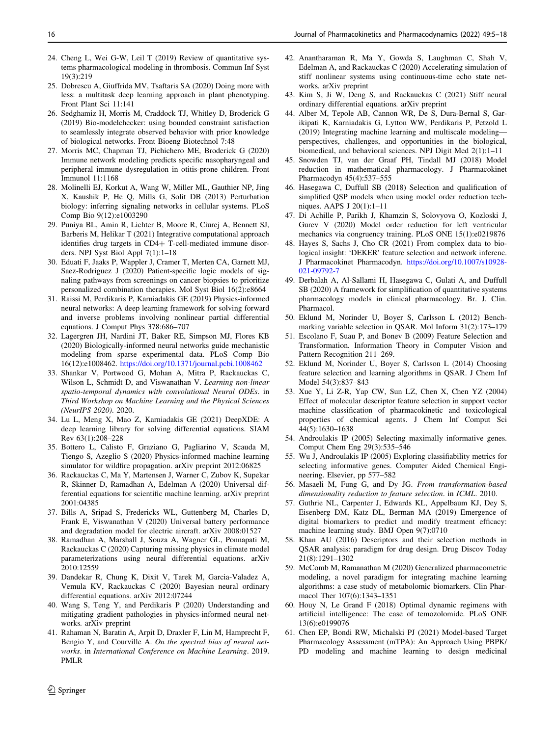24. Cheng L, Wei G-W, Leil T (2019) Review of quantitative systems pharmacological modeling in thrombosis. Commun Inf Syst 19(3):219
25. Dobrescu A, Giuffrida MV, Tsaftaris SA (2020) Doing more with less: a multitask deep learning approach in plant phenotyping. Front Plant Sci 11:141
26. Sedghamiz H, Morris M, Craddock TJ, Whitley D, Broderick G (2019) Bio-modelchecker: using bounded constraint satisfaction to seamlessly integrate observed behavior with prior knowledge of biological networks. Front Bioeng Biotechnol 7:48
27. Morris MC, Chapman TJ, Pichichero ME, Broderick G (2020) Immune network modeling predicts specific nasopharyngeal and peripheral immune dysregulation in otitis-prone children. Front Immunol 11:1168
28. Molinelli EJ, Korkut A, Wang W, Miller ML, Gauthier NP, Jing X, Kaushik P, He Q, Mills G, Solit DB (2013) Perturbation biology: inferring signaling networks in cellular systems. PLoS Comp Bio 9(12):e1003290
29. Puniya BL, Amin R, Lichter B, Moore R, Ciurej A, Bennett SJ, Barberis M, Helikar T (2021) Integrative computational approach identifies drug targets in CD4+ T-cell-mediated immune disorders. NPJ Syst Biol Appl 7(1):1–18
30. Eduati F, Jaaks P, Wappler J, Cramer T, Merten CA, Garnett MJ, Saez-Rodriguez J (2020) Patient-specific logic models of signaling pathways from screenings on cancer biopsies to prioritize personalized combination therapies. Mol Syst Biol 16(2):e8664
31. Raissi M, Perdikaris P, Karniadakis GE (2019) Physics-informed neural networks: A deep learning framework for solving forward and inverse problems involving nonlinear partial differential equations. J Comput Phys 378:686–707
32. Lagergren JH, Nardini JT, Baker RE, Simpson MJ, Flores KB (2020) Biologically-informed neural networks guide mechanistic modeling from sparse experimental data. PLoS Comp Bio 16(12):e1008462. https://doi.org/10.1371/journal.pcbi.1008462
33. Shankar V, Portwood G, Mohan A, Mitra P, Rackauckas C, Wilson L, Schmidt D, and Viswanathan V. *Learning non-linear spatio-temporal dynamics with convolutional Neural ODEs*. in *Third Workshop on Machine Learning and the Physical Sciences (NeurIPS 2020)*. 2020.
34. Lu L, Meng X, Mao Z, Karniadakis GE (2021) DeepXDE: A deep learning library for solving differential equations. SIAM Rev 63(1):208–228
35. Bottero L, Calisto F, Graziano G, Pagliarino V, Scauda M, Tiengo S, Azeglio S (2020) Physics-informed machine learning simulator for wildfire propagation. arXiv preprint 2012:06825
36. Rackauckas C, Ma Y, Martensen J, Warner C, Zubov K, Supekar R, Skinner D, Ramadhan A, Edelman A (2020) Universal differential equations for scientific machine learning. arXiv preprint 2001:04385
37. Bills A, Sripad S, Fredericks WL, Guttenberg M, Charles D, Frank E, Viswanathan V (2020) Universal battery performance and degradation model for electric aircraft. arXiv 2008:01527
38. Ramadhan A, Marshall J, Souza A, Wagner GL, Ponnapati M, Rackauckas C (2020) Capturing missing physics in climate model parameterizations using neural differential equations. arXiv 2010:12559
39. Dandekar R, Chung K, Dixit V, Tarek M, Garcia-Valadez A, Vemula KV, Rackauckas C (2020) Bayesian neural ordinary differential equations. arXiv 2012:07244
40. Wang S, Teng Y, and Perdikaris P (2020) Understanding and mitigating gradient pathologies in physics-informed neural networks. arXiv preprint
41. Rahaman N, Baratin A, Arpit D, Draxler F, Lin M, Hamprecht F, Bengio Y, and Courville A. *On the spectral bias of neural networks*. in *International Conference on Machine Learning*. 2019. PMLR
42. Anantharaman R, Ma Y, Gowda S, Laughman C, Shah V, Edelman A, and Rackauckas C (2020) Accelerating simulation of stiff nonlinear systems using continuous-time echo state networks. arXiv preprint
43. Kim S, Ji W, Deng S, and Rackauckas C (2021) Stiff neural ordinary differential equations. arXiv preprint
44. Alber M, Tepole AB, Cannon WR, De S, Dura-Bernal S, Garikipati K, Karniadakis G, Lytton WW, Perdikaris P, Petzold L (2019) Integrating machine learning and multiscale modeling—perspectives, challenges, and opportunities in the biological, biomedical, and behavioral sciences. NPJ Digit Med 2(1):1–11
45. Snowden TJ, van der Graaf PH, Tindall MJ (2018) Model reduction in mathematical pharmacology. J Pharmacokinet Pharmacodyn 45(4):537–555
46. Hasegawa C, Duffull SB (2018) Selection and qualification of simplified QSP models when using model order reduction techniques. AAPS J 20(1):1–11
47. Di Achille P, Parikh J, Khamzin S, Solovyova O, Kozloski J, Gurev V (2020) Model order reduction for left ventricular mechanics via congruency training. PLoS ONE 15(1):e0219876
48. Hayes S, Sachs J, Cho CR (2021) From complex data to biological insight: 'DEKER' feature selection and network inferenc. J Pharmacokinet Pharmacodyn. https://doi.org/10.1007/s10928-021-09792-7
49. Derbalah A, Al-Sallami H, Hasegawa C, Gulati A, and Duffull SB (2020) A framework for simplification of quantitative systems pharmacology models in clinical pharmacology. Br. J. Clin. Pharmacol.
50. Eklund M, Norinder U, Boyer S, Carlsson L (2012) Benchmarking variable selection in QSAR. Mol Inform 31(2):173–179
51. Escolano F, Suau P, and Bonev B (2009) Feature Selection and Transformation*.* Information Theory in Computer Vision and Pattern Recognition 211–269.
52. Eklund M, Norinder U, Boyer S, Carlsson L (2014) Choosing feature selection and learning algorithms in QSAR. J Chem Inf Model 54(3):837–843
53. Xue Y, Li Z-R, Yap CW, Sun LZ, Chen X, Chen YZ (2004) Effect of molecular descriptor feature selection in support vector machine classification of pharmacokinetic and toxicological properties of chemical agents. J Chem Inf Comput Sci 44(5):1630–1638
54. Androulakis IP (2005) Selecting maximally informative genes. Comput Chem Eng 29(3):535–546
55. Wu J, Androulakis IP (2005) Exploring classifiability metrics for selecting informative genes. Computer Aided Chemical Engineering. Elsevier, pp 577–582
56. Masaeli M, Fung G, and Dy JG. *From transformation-based dimensionality reduction to feature selection*. in *ICML*. 2010.
57. Guthrie NL, Carpenter J, Edwards KL, Appelbaum KJ, Dey S, Eisenberg DM, Katz DL, Berman MA (2019) Emergence of digital biomarkers to predict and modify treatment efficacy: machine learning study. BMJ Open 9(7):0710
58. Khan AU (2016) Descriptors and their selection methods in QSAR analysis: paradigm for drug design. Drug Discov Today 21(8):1291–1302
59. McComb M, Ramanathan M (2020) Generalized pharmacometric modeling, a novel paradigm for integrating machine learning algorithms: a case study of metabolomic biomarkers. Clin Pharmacol Ther 107(6):1343–1351
60. Houy N, Le Grand F (2018) Optimal dynamic regimens with artificial intelligence: The case of temozolomide. PLoS ONE 13(6):e0199076
61. Chen EP, Bondi RW, Michalski PJ (2021) Model-based Target Pharmacology Assessment (mTPA): An Approach Using PBPK/PD modeling and machine learning to design medicinal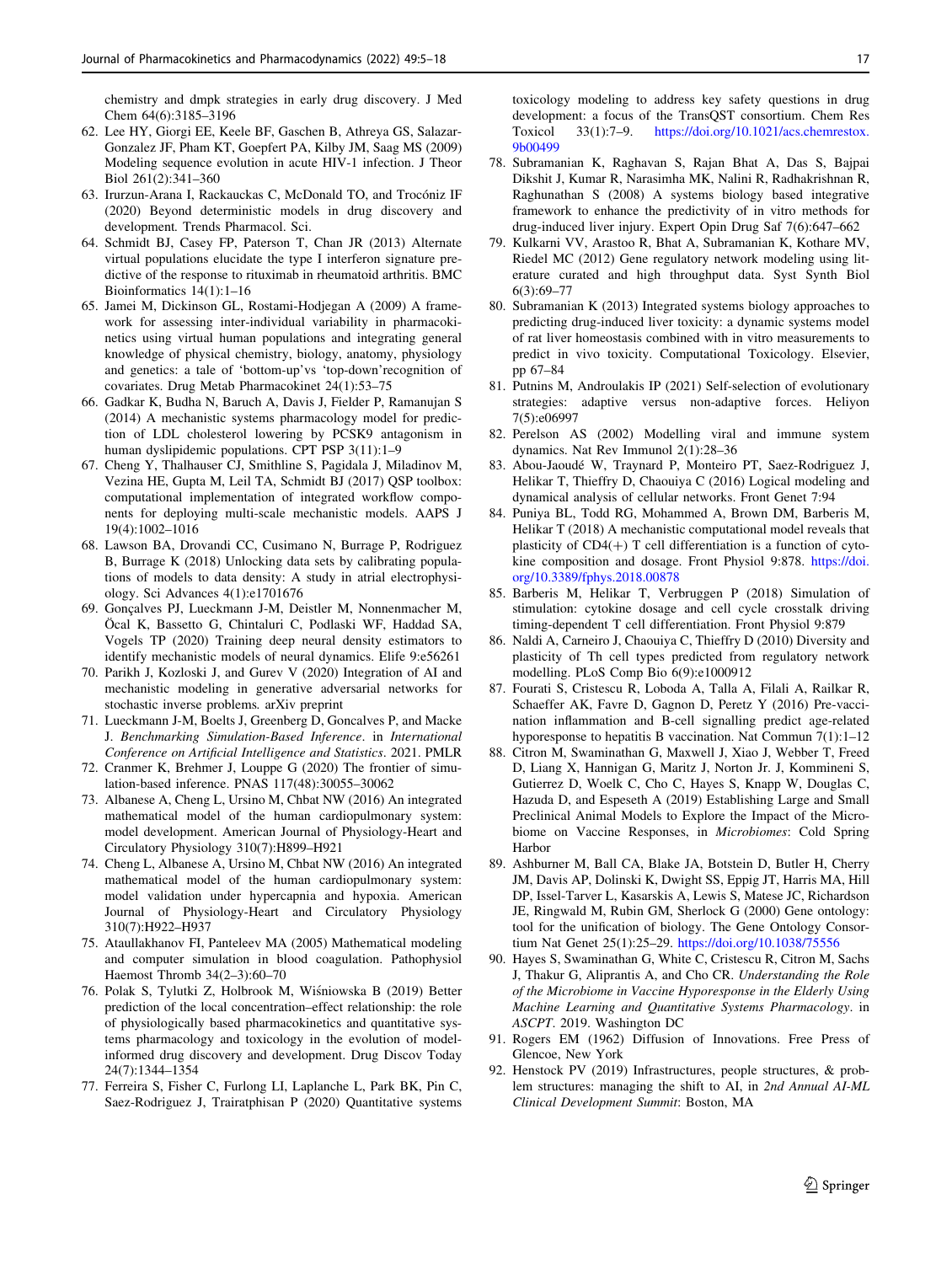chemistry and dmpk strategies in early drug discovery. J Med Chem 64(6):3185–3196

62. Lee HY, Giorgi EE, Keele BF, Gaschen B, Athreya GS, Salazar-Gonzalez JF, Pham KT, Goepfert PA, Kilby JM, Saag MS (2009) Modeling sequence evolution in acute HIV-1 infection. J Theor Biol 261(2):341–360
63. Irurzun-Arana I, Rackauckas C, McDonald TO, and Trocóniz IF (2020) Beyond deterministic models in drug discovery and development. Trends Pharmacol. Sci.
64. Schmidt BJ, Casey FP, Paterson T, Chan JR (2013) Alternate virtual populations elucidate the type I interferon signature predictive of the response to rituximab in rheumatoid arthritis. BMC Bioinformatics 14(1):1–16
65. Jamei M, Dickinson GL, Rostami-Hodjegan A (2009) A framework for assessing inter-individual variability in pharmacokinetics using virtual human populations and integrating general knowledge of physical chemistry, biology, anatomy, physiology and genetics: a tale of 'bottom-up'vs 'top-down'recognition of covariates. Drug Metab Pharmacokinet 24(1):53–75
66. Gadkar K, Budha N, Baruch A, Davis J, Fielder P, Ramanujan S (2014) A mechanistic systems pharmacology model for prediction of LDL cholesterol lowering by PCSK9 antagonism in human dyslipidemic populations. CPT PSP 3(11):1–9
67. Cheng Y, Thalhauser CJ, Smithline S, Pagidala J, Miladinov M, Vezina HE, Gupta M, Leil TA, Schmidt BJ (2017) QSP toolbox: computational implementation of integrated workflow components for deploying multi-scale mechanistic models. AAPS J 19(4):1002–1016
68. Lawson BA, Drovandi CC, Cusimano N, Burrage P, Rodriguez B, Burrage K (2018) Unlocking data sets by calibrating populations of models to data density: A study in atrial electrophysiology. Sci Advances 4(1):e1701676
69. Gonçalves PJ, Lueckmann J-M, Deistler M, Nonnenmacher M, Öcal K, Bassetto G, Chintaluri C, Podlaski WF, Haddad SA, Vogels TP (2020) Training deep neural density estimators to identify mechanistic models of neural dynamics. Elife 9:e56261
70. Parikh J, Kozloski J, and Gurev V (2020) Integration of AI and mechanistic modeling in generative adversarial networks for stochastic inverse problems. arXiv preprint
71. Lueckmann J-M, Boelts J, Greenberg D, Goncalves P, and Macke J. *Benchmarking Simulation-Based Inference*. in *International Conference on Artificial Intelligence and Statistics*. 2021. PMLR
72. Cranmer K, Brehmer J, Louppe G (2020) The frontier of simulation-based inference. PNAS 117(48):30055–30062
73. Albanese A, Cheng L, Ursino M, Chbat NW (2016) An integrated mathematical model of the human cardiopulmonary system: model development. American Journal of Physiology-Heart and Circulatory Physiology 310(7):H899–H921
74. Cheng L, Albanese A, Ursino M, Chbat NW (2016) An integrated mathematical model of the human cardiopulmonary system: model validation under hypercapnia and hypoxia. American Journal of Physiology-Heart and Circulatory Physiology 310(7):H922–H937
75. Ataullakhanov FI, Panteleev MA (2005) Mathematical modeling and computer simulation in blood coagulation. Pathophysiol Haemost Thromb 34(2–3):60–70
76. Polak S, Tylutki Z, Holbrook M, Wiśniowska B (2019) Better prediction of the local concentration–effect relationship: the role of physiologically based pharmacokinetics and quantitative systems pharmacology and toxicology in the evolution of model-informed drug discovery and development. Drug Discov Today 24(7):1344–1354
77. Ferreira S, Fisher C, Furlong LI, Laplanche L, Park BK, Pin C, Saez-Rodriguez J, Trairatphisan P (2020) Quantitative systems toxicology modeling to address key safety questions in drug development: a focus of the TransQST consortium. Chem Res Toxicol 33(1):7–9. https://doi.org/10.1021/acs.chemrestox.9b00499
78. Subramanian K, Raghavan S, Rajan Bhat A, Das S, Bajpai Dikshit J, Kumar R, Narasimha MK, Nalini R, Radhakrishnan R, Raghunathan S (2008) A systems biology based integrative framework to enhance the predictivity of in vitro methods for drug-induced liver injury. Expert Opin Drug Saf 7(6):647–662
79. Kulkarni VV, Arastoo R, Bhat A, Subramanian K, Kothare MV, Riedel MC (2012) Gene regulatory network modeling using literature curated and high throughput data. Syst Synth Biol 6(3):69–77
80. Subramanian K (2013) Integrated systems biology approaches to predicting drug-induced liver toxicity: a dynamic systems model of rat liver homeostasis combined with in vitro measurements to predict in vivo toxicity. Computational Toxicology. Elsevier, pp 67–84
81. Putnins M, Androulakis IP (2021) Self-selection of evolutionary strategies: adaptive versus non-adaptive forces. Heliyon 7(5):e06997
82. Perelson AS (2002) Modelling viral and immune system dynamics. Nat Rev Immunol 2(1):28–36
83. Abou-Jaoudé W, Traynard P, Monteiro PT, Saez-Rodriguez J, Helikar T, Thieffry D, Chaouiya C (2016) Logical modeling and dynamical analysis of cellular networks. Front Genet 7:94
84. Puniya BL, Todd RG, Mohammed A, Brown DM, Barberis M, Helikar T (2018) A mechanistic computational model reveals that plasticity of CD4(+) T cell differentiation is a function of cytokine composition and dosage. Front Physiol 9:878. https://doi.org/10.3389/fphys.2018.00878
85. Barberis M, Helikar T, Verbruggen P (2018) Simulation of stimulation: cytokine dosage and cell cycle crosstalk driving timing-dependent T cell differentiation. Front Physiol 9:879
86. Naldi A, Carneiro J, Chaouiya C, Thieffry D (2010) Diversity and plasticity of Th cell types predicted from regulatory network modelling. PLoS Comp Bio 6(9):e1000912
87. Fourati S, Cristescu R, Loboda A, Talla A, Filali A, Railkar R, Schaeffer AK, Favre D, Gagnon D, Peretz Y (2016) Pre-vaccination inflammation and B-cell signalling predict age-related hyporesponse to hepatitis B vaccination. Nat Commun 7(1):1–12
88. Citron M, Swaminathan G, Maxwell J, Xiao J, Webber T, Freed D, Liang X, Hannigan G, Maritz J, Norton Jr. J, Kommineni S, Gutierrez D, Woelk C, Cho C, Hayes S, Knapp W, Douglas C, Hazuda D, and Espeseth A (2019) Establishing Large and Small Preclinical Animal Models to Explore the Impact of the Microbiome on Vaccine Responses, in *Microbiomes*: Cold Spring Harbor
89. Ashburner M, Ball CA, Blake JA, Botstein D, Butler H, Cherry JM, Davis AP, Dolinski K, Dwight SS, Eppig JT, Harris MA, Hill DP, Issel-Tarver L, Kasarskis A, Lewis S, Matese JC, Richardson JE, Ringwald M, Rubin GM, Sherlock G (2000) Gene ontology: tool for the unification of biology. The Gene Ontology Consortium Nat Genet 25(1):25–29. https://doi.org/10.1038/75556
90. Hayes S, Swaminathan G, White C, Cristescu R, Citron M, Sachs J, Thakur G, Aliprantis A, and Cho CR. *Understanding the Role of the Microbiome in Vaccine Hyporesponse in the Elderly Using Machine Learning and Quantitative Systems Pharmacology*. in *ASCPT*. 2019. Washington DC
91. Rogers EM (1962) Diffusion of Innovations. Free Press of Glencoe, New York
92. Henstock PV (2019) Infrastructures, people structures, & problem structures: managing the shift to AI, in *2nd Annual AI-ML Clinical Development Summit*: Boston, MA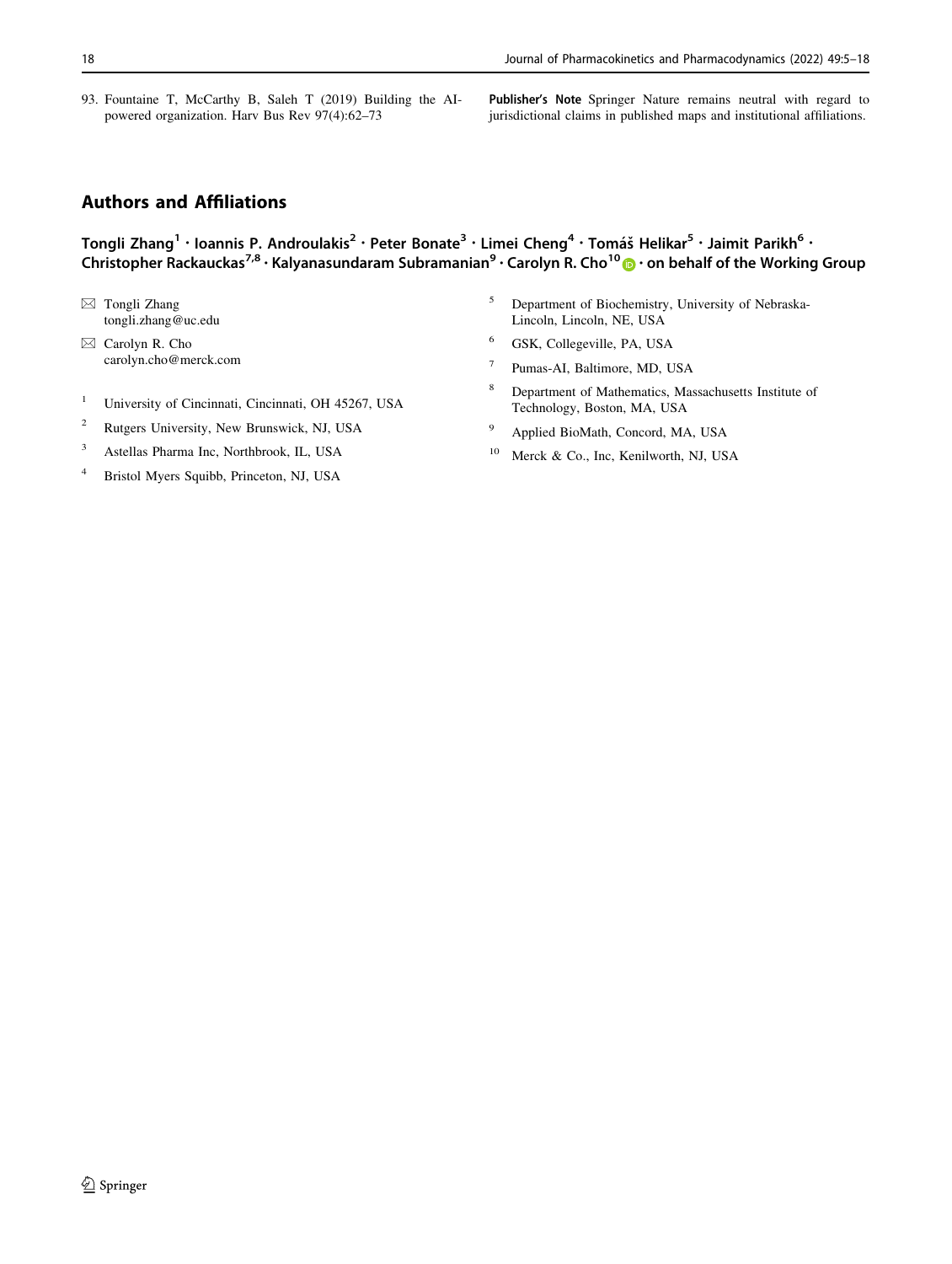93. Fountaine T, McCarthy B, Saleh T (2019) Building the AI-powered organization. Harv Bus Rev 97(4):62–73

**Publisher's Note** Springer Nature remains neutral with regard to jurisdictional claims in published maps and institutional affiliations.

## Authors and Affiliations

**Tongli Zhang[1] · Ioannis P. Androulakis[2] · Peter Bonate[3] · Limei Cheng[4] · Tomáš Helikar[5] · Jaimit Parikh[6] · Christopher Rackauckas[7,8] · Kalyanasundaram Subramanian[9] · Carolyn R. Cho[10] · on behalf of the Working Group**

✉ Tongli Zhang
tongli.zhang@uc.edu

✉ Carolyn R. Cho
carolyn.cho@merck.com

[1] University of Cincinnati, Cincinnati, OH 45267, USA

[2] Rutgers University, New Brunswick, NJ, USA

[3] Astellas Pharma Inc, Northbrook, IL, USA

[4] Bristol Myers Squibb, Princeton, NJ, USA

[5] Department of Biochemistry, University of Nebraska-Lincoln, Lincoln, NE, USA

[6] GSK, Collegeville, PA, USA

[7] Pumas-AI, Baltimore, MD, USA

[8] Department of Mathematics, Massachusetts Institute of Technology, Boston, MA, USA

[9] Applied BioMath, Concord, MA, USA

[10] Merck & Co., Inc, Kenilworth, NJ, USA